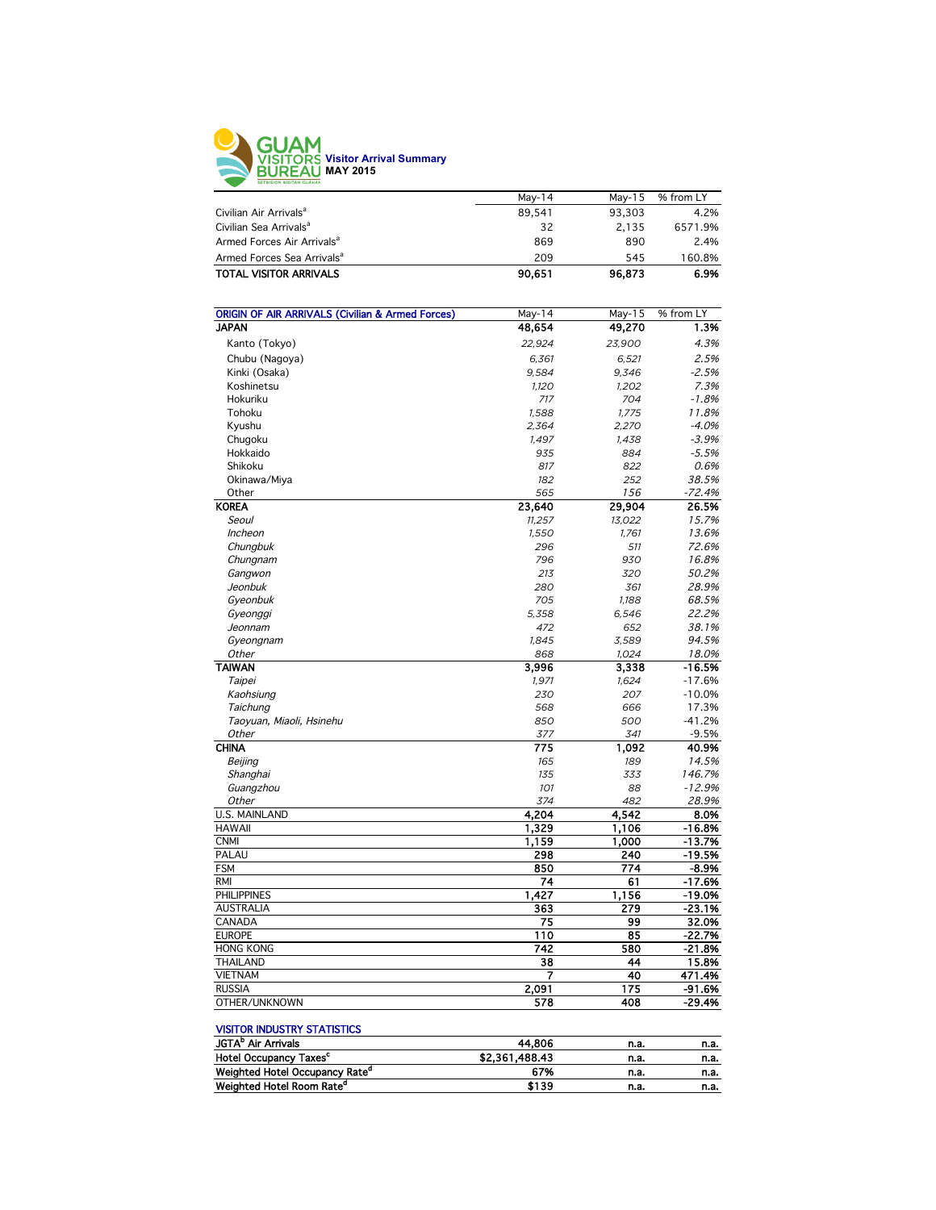# GUAM VISITORS BUREAU

**Visitor Arrival Summary**
**MAY 2015**

| | May-14 | May-15 | % from LY |
|---|---|---|---|
| Civilian Air Arrivals[a] | 89,541 | 93,303 | 4.2% |
| Civilian Sea Arrivals[a] | 32 | 2,135 | 6571.9% |
| Armed Forces Air Arrivals[a] | 869 | 890 | 2.4% |
| Armed Forces Sea Arrivals[a] | 209 | 545 | 160.8% |
| **TOTAL VISITOR ARRIVALS** | **90,651** | **96,873** | **6.9%** |

| ORIGIN OF AIR ARRIVALS (Civilian & Armed Forces) | May-14 | May-15 | % from LY |
|---|---|---|---|
| **JAPAN** | **48,654** | **49,270** | **1.3%** |
| Kanto (Tokyo) | *22,924* | *23,900* | *4.3%* |
| Chubu (Nagoya) | *6,361* | *6,521* | *2.5%* |
| Kinki (Osaka) | *9,584* | *9,346* | *-2.5%* |
| Koshinetsu | *1,120* | *1,202* | *7.3%* |
| Hokuriku | *717* | *704* | *-1.8%* |
| Tohoku | *1,588* | *1,775* | *11.8%* |
| Kyushu | *2,364* | *2,270* | *-4.0%* |
| Chugoku | *1,497* | *1,438* | *-3.9%* |
| Hokkaido | *935* | *884* | *-5.5%* |
| Shikoku | *817* | *822* | *0.6%* |
| Okinawa/Miya | *182* | *252* | *38.5%* |
| Other | *565* | *156* | *-72.4%* |
| **KOREA** | **23,640** | **29,904** | **26.5%** |
| *Seoul* | *11,257* | *13,022* | *15.7%* |
| *Incheon* | *1,550* | *1,761* | *13.6%* |
| *Chungbuk* | *296* | *511* | *72.6%* |
| *Chungnam* | *796* | *930* | *16.8%* |
| *Gangwon* | *213* | *320* | *50.2%* |
| *Jeonbuk* | *280* | *361* | *28.9%* |
| *Gyeonbuk* | *705* | *1,188* | *68.5%* |
| *Gyeonggi* | *5,358* | *6,546* | *22.2%* |
| *Jeonnam* | *472* | *652* | *38.1%* |
| *Gyeongnam* | *1,845* | *3,589* | *94.5%* |
| *Other* | *868* | *1,024* | *18.0%* |
| **TAIWAN** | **3,996** | **3,338** | **-16.5%** |
| *Taipei* | *1,971* | *1,624* | -17.6% |
| *Kaohsiung* | *230* | *207* | -10.0% |
| *Taichung* | *568* | *666* | 17.3% |
| *Taoyuan, Miaoli, Hsinehu* | *850* | *500* | -41.2% |
| *Other* | *377* | *341* | -9.5% |
| **CHINA** | **775** | **1,092** | **40.9%** |
| *Beijing* | *165* | *189* | *14.5%* |
| *Shanghai* | *135* | *333* | *146.7%* |
| *Guangzhou* | *101* | *88* | *-12.9%* |
| *Other* | *374* | *482* | *28.9%* |
| U.S. MAINLAND | **4,204** | **4,542** | **8.0%** |
| HAWAII | **1,329** | **1,106** | **-16.8%** |
| CNMI | **1,159** | **1,000** | **-13.7%** |
| PALAU | **298** | **240** | **-19.5%** |
| FSM | **850** | **774** | **-8.9%** |
| RMI | **74** | **61** | **-17.6%** |
| PHILIPPINES | **1,427** | **1,156** | **-19.0%** |
| AUSTRALIA | **363** | **279** | **-23.1%** |
| CANADA | **75** | **99** | **32.0%** |
| EUROPE | **110** | **85** | **-22.7%** |
| HONG KONG | **742** | **580** | **-21.8%** |
| THAILAND | **38** | **44** | **15.8%** |
| VIETNAM | **7** | **40** | **471.4%** |
| RUSSIA | **2,091** | **175** | **-91.6%** |
| OTHER/UNKNOWN | **578** | **408** | **-29.4%** |

| VISITOR INDUSTRY STATISTICS | | | |
|---|---|---|---|
| **JGTA[b] Air Arrivals** | **44,806** | **n.a.** | **n.a.** |
| **Hotel Occupancy Taxes[c]** | **$2,361,488.43** | **n.a.** | **n.a.** |
| **Weighted Hotel Occupancy Rate[d]** | **67%** | **n.a.** | **n.a.** |
| **Weighted Hotel Room Rate[d]** | **$139** | **n.a.** | **n.a.** |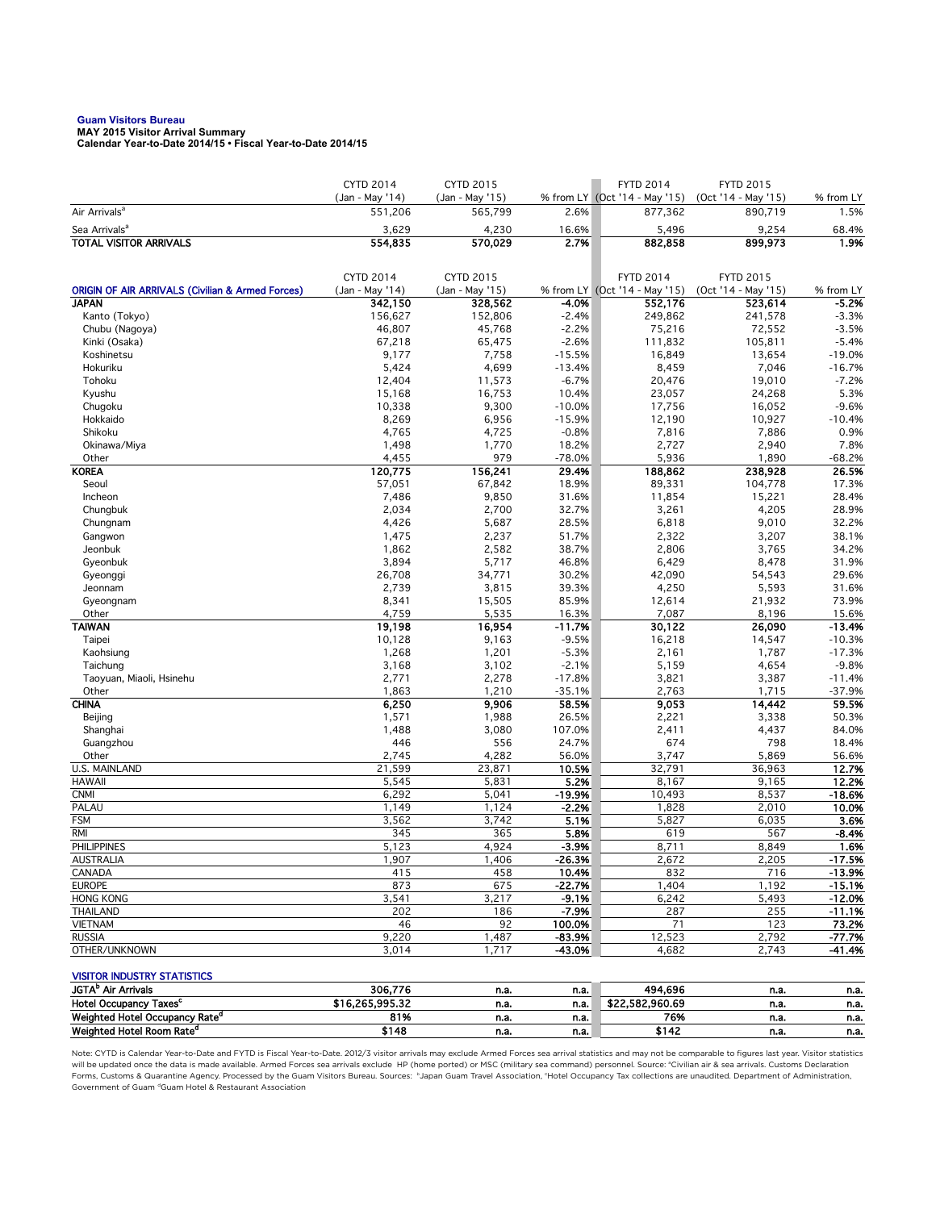**Guam Visitors Bureau**
**MAY 2015 Visitor Arrival Summary**
**Calendar Year-to-Date 2014/15 • Fiscal Year-to-Date 2014/15**

| | CYTD 2014 (Jan - May '14) | CYTD 2015 (Jan - May '15) | % from LY | FYTD 2014 (Oct '14 - May '15) | FYTD 2015 (Oct '14 - May '15) | % from LY |
|---|---|---|---|---|---|---|
| Air Arrivals[a] | 551,206 | 565,799 | 2.6% | 877,362 | 890,719 | 1.5% |
| Sea Arrivals[a] | 3,629 | 4,230 | 16.6% | 5,496 | 9,254 | 68.4% |
| **TOTAL VISITOR ARRIVALS** | **554,835** | **570,029** | **2.7%** | **882,858** | **899,973** | **1.9%** |

| ORIGIN OF AIR ARRIVALS (Civilian & Armed Forces) | CYTD 2014 (Jan - May '14) | CYTD 2015 (Jan - May '15) | % from LY | FYTD 2014 (Oct '14 - May '15) | FYTD 2015 (Oct '14 - May '15) | % from LY |
|---|---|---|---|---|---|---|
| **JAPAN** | **342,150** | **328,562** | **-4.0%** | **552,176** | **523,614** | **-5.2%** |
| Kanto (Tokyo) | 156,627 | 152,806 | -2.4% | 249,862 | 241,578 | -3.3% |
| Chubu (Nagoya) | 46,807 | 45,768 | -2.2% | 75,216 | 72,552 | -3.5% |
| Kinki (Osaka) | 67,218 | 65,475 | -2.6% | 111,832 | 105,811 | -5.4% |
| Koshinetsu | 9,177 | 7,758 | -15.5% | 16,849 | 13,654 | -19.0% |
| Hokuriku | 5,424 | 4,699 | -13.4% | 8,459 | 7,046 | -16.7% |
| Tohoku | 12,404 | 11,573 | -6.7% | 20,476 | 19,010 | -7.2% |
| Kyushu | 15,168 | 16,753 | 10.4% | 23,057 | 24,268 | 5.3% |
| Chugoku | 10,338 | 9,300 | -10.0% | 17,756 | 16,052 | -9.6% |
| Hokkaido | 8,269 | 6,956 | -15.9% | 12,190 | 10,927 | -10.4% |
| Shikoku | 4,765 | 4,725 | -0.8% | 7,816 | 7,886 | 0.9% |
| Okinawa/Miya | 1,498 | 1,770 | 18.2% | 2,727 | 2,940 | 7.8% |
| Other | 4,455 | 979 | -78.0% | 5,936 | 1,890 | -68.2% |
| **KOREA** | **120,775** | **156,241** | **29.4%** | **188,862** | **238,928** | **26.5%** |
| Seoul | 57,051 | 67,842 | 18.9% | 89,331 | 104,778 | 17.3% |
| Incheon | 7,486 | 9,850 | 31.6% | 11,854 | 15,221 | 28.4% |
| Chungbuk | 2,034 | 2,700 | 32.7% | 3,261 | 4,205 | 28.9% |
| Chungnam | 4,426 | 5,687 | 28.5% | 6,818 | 9,010 | 32.2% |
| Gangwon | 1,475 | 2,237 | 51.7% | 2,322 | 3,207 | 38.1% |
| Jeonbuk | 1,862 | 2,582 | 38.7% | 2,806 | 3,765 | 34.2% |
| Gyeonbuk | 3,894 | 5,717 | 46.8% | 6,429 | 8,478 | 31.9% |
| Gyeonggi | 26,708 | 34,771 | 30.2% | 42,090 | 54,543 | 29.6% |
| Jeonnam | 2,739 | 3,815 | 39.3% | 4,250 | 5,593 | 31.6% |
| Gyeongnam | 8,341 | 15,505 | 85.9% | 12,614 | 21,932 | 73.9% |
| Other | 4,759 | 5,535 | 16.3% | 7,087 | 8,196 | 15.6% |
| **TAIWAN** | **19,198** | **16,954** | **-11.7%** | **30,122** | **26,090** | **-13.4%** |
| Taipei | 10,128 | 9,163 | -9.5% | 16,218 | 14,547 | -10.3% |
| Kaohsiung | 1,268 | 1,201 | -5.3% | 2,161 | 1,787 | -17.3% |
| Taichung | 3,168 | 3,102 | -2.1% | 5,159 | 4,654 | -9.8% |
| Taoyuan, Miaoli, Hsinehu | 2,771 | 2,278 | -17.8% | 3,821 | 3,387 | -11.4% |
| Other | 1,863 | 1,210 | -35.1% | 2,763 | 1,715 | -37.9% |
| **CHINA** | **6,250** | **9,906** | **58.5%** | **9,053** | **14,442** | **59.5%** |
| Beijing | 1,571 | 1,988 | 26.5% | 2,221 | 3,338 | 50.3% |
| Shanghai | 1,488 | 3,080 | 107.0% | 2,411 | 4,437 | 84.0% |
| Guangzhou | 446 | 556 | 24.7% | 674 | 798 | 18.4% |
| Other | 2,745 | 4,282 | 56.0% | 3,747 | 5,869 | 56.6% |
| U.S. MAINLAND | 21,599 | 23,871 | **10.5%** | 32,791 | 36,963 | **12.7%** |
| HAWAII | 5,545 | 5,831 | **5.2%** | 8,167 | 9,165 | **12.2%** |
| CNMI | 6,292 | 5,041 | **-19.9%** | 10,493 | 8,537 | **-18.6%** |
| PALAU | 1,149 | 1,124 | **-2.2%** | 1,828 | 2,010 | **10.0%** |
| FSM | 3,562 | 3,742 | **5.1%** | 5,827 | 6,035 | **3.6%** |
| RMI | 345 | 365 | **5.8%** | 619 | 567 | **-8.4%** |
| PHILIPPINES | 5,123 | 4,924 | **-3.9%** | 8,711 | 8,849 | **1.6%** |
| AUSTRALIA | 1,907 | 1,406 | **-26.3%** | 2,672 | 2,205 | **-17.5%** |
| CANADA | 415 | 458 | **10.4%** | 832 | 716 | **-13.9%** |
| EUROPE | 873 | 675 | **-22.7%** | 1,404 | 1,192 | **-15.1%** |
| HONG KONG | 3,541 | 3,217 | **-9.1%** | 6,242 | 5,493 | **-12.0%** |
| THAILAND | 202 | 186 | **-7.9%** | 287 | 255 | **-11.1%** |
| VIETNAM | 46 | 92 | **100.0%** | 71 | 123 | **73.2%** |
| RUSSIA | 9,220 | 1,487 | **-83.9%** | 12,523 | 2,792 | **-77.7%** |
| OTHER/UNKNOWN | 3,014 | 1,717 | **-43.0%** | 4,682 | 2,743 | **-41.4%** |

| VISITOR INDUSTRY STATISTICS | | | | | | |
|---|---|---|---|---|---|---|
| **JGTA[b] Air Arrivals** | **306,776** | **n.a.** | **n.a.** | **494,696** | **n.a.** | **n.a.** |
| **Hotel Occupancy Taxes[c]** | **$16,265,995.32** | **n.a.** | **n.a.** | **$22,582,960.69** | **n.a.** | **n.a.** |
| **Weighted Hotel Occupancy Rate[d]** | **81%** | **n.a.** | **n.a.** | **76%** | **n.a.** | **n.a.** |
| **Weighted Hotel Room Rate[d]** | **$148** | **n.a.** | **n.a.** | **$142** | **n.a.** | **n.a.** |

Note: CYTD is Calendar Year-to-Date and FYTD is Fiscal Year-to-Date. 2012/3 visitor arrivals may exclude Armed Forces sea arrival statistics and may not be comparable to figures last year. Visitor statistics will be updated once the data is made available. Armed Forces sea arrivals exclude HP (home ported) or MSC (military sea command) personnel. Source: [a]Civilian air & sea arrivals. Customs Declaration Forms, Customs & Quarantine Agency. Processed by the Guam Visitors Bureau. Sources: [b]Japan Guam Travel Association, [c]Hotel Occupancy Tax collections are unaudited. Department of Administration, Government of Guam [d]Guam Hotel & Restaurant Association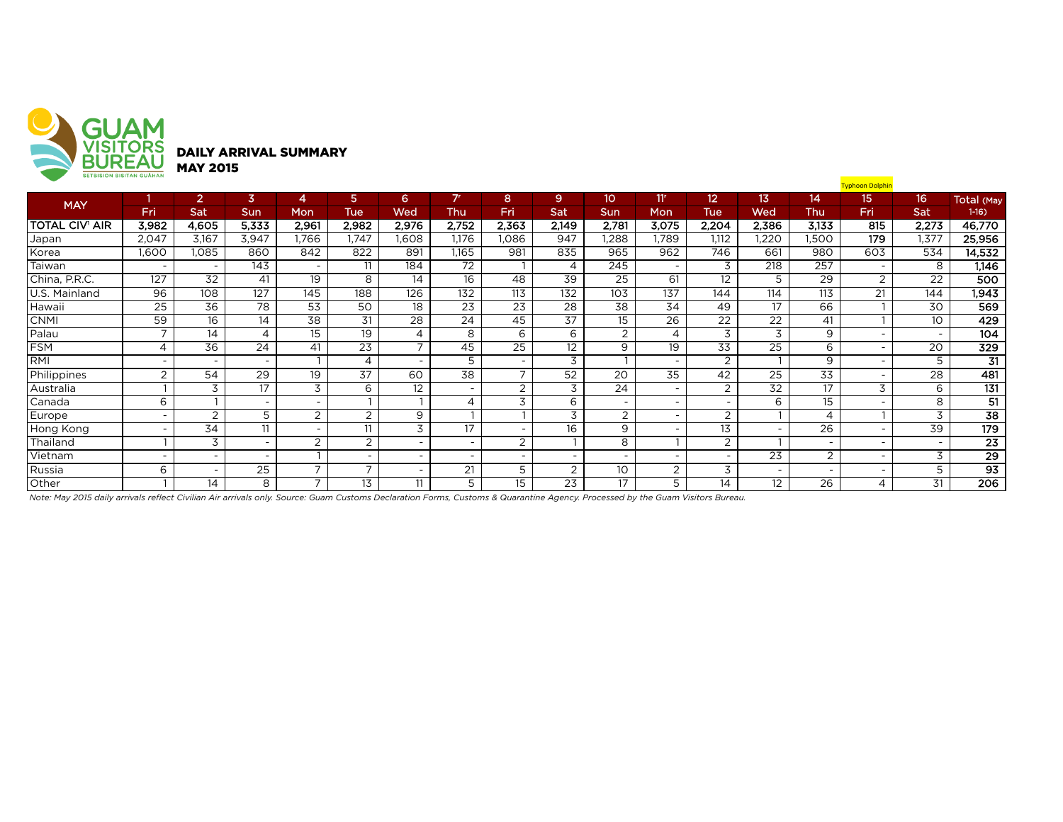GUAM VISITORS BUREAU
SETSISION BISITAN GUÅHAN

## DAILY ARRIVAL SUMMARY
## MAY 2015

| MAY | 1 | 2 | 3 | 4 | 5 | 6 | 7' | 8 | 9 | 10 | 11' | 12 | 13 | 14 | 15 Typhoon Dolphin | 16 | Total (May 1-16) |
|---|---|---|---|---|---|---|---|---|---|---|---|---|---|---|---|---|---|
| | Fri | Sat | Sun | Mon | Tue | Wed | Thu | Fri | Sat | Sun | Mon | Tue | Wed | Thu | Fri | Sat | |
| **TOTAL CIV[1] AIR** | **3,982** | **4,605** | **5,333** | **2,961** | **2,982** | **2,976** | **2,752** | **2,363** | **2,149** | **2,781** | **3,075** | **2,204** | **2,386** | **3,133** | **815** | **2,273** | **46,770** |
| Japan | 2,047 | 3,167 | 3,947 | 1,766 | 1,747 | 1,608 | 1,176 | 1,086 | 947 | 1,288 | 1,789 | 1,112 | 1,220 | 1,500 | 179 | 1,377 | **25,956** |
| Korea | 1,600 | 1,085 | 860 | 842 | 822 | 891 | 1,165 | 981 | 835 | 965 | 962 | 746 | 661 | 980 | 603 | 534 | **14,532** |
| Taiwan | - | - | 143 | - | 11 | 184 | 72 | 1 | 4 | 245 | - | 3 | 218 | 257 | - | 8 | **1,146** |
| China, P.R.C. | 127 | 32 | 41 | 19 | 8 | 14 | 16 | 48 | 39 | 25 | 61 | 12 | 5 | 29 | 2 | 22 | **500** |
| U.S. Mainland | 96 | 108 | 127 | 145 | 188 | 126 | 132 | 113 | 132 | 103 | 137 | 144 | 114 | 113 | 21 | 144 | **1,943** |
| Hawaii | 25 | 36 | 78 | 53 | 50 | 18 | 23 | 23 | 28 | 38 | 34 | 49 | 17 | 66 | 1 | 30 | **569** |
| CNMI | 59 | 16 | 14 | 38 | 31 | 28 | 24 | 45 | 37 | 15 | 26 | 22 | 22 | 41 | 1 | 10 | **429** |
| Palau | 7 | 14 | 4 | 15 | 19 | 4 | 8 | 6 | 6 | 2 | 4 | 3 | 3 | 9 | - | - | **104** |
| FSM | 4 | 36 | 24 | 41 | 23 | 7 | 45 | 25 | 12 | 9 | 19 | 33 | 25 | 6 | - | 20 | **329** |
| RMI | - | - | - | 1 | 4 | - | 5 | - | 3 | 1 | - | 2 | 1 | 9 | - | 5 | **31** |
| Philippines | 2 | 54 | 29 | 19 | 37 | 60 | 38 | 7 | 52 | 20 | 35 | 42 | 25 | 33 | - | 28 | **481** |
| Australia | 1 | 3 | 17 | 3 | 6 | 12 | - | 2 | 3 | 24 | - | 2 | 32 | 17 | 3 | 6 | **131** |
| Canada | 6 | 1 | - | - | 1 | 1 | 4 | 3 | 6 | - | - | - | 6 | 15 | - | 8 | **51** |
| Europe | - | 2 | 5 | 2 | 2 | 9 | 1 | 1 | 3 | 2 | - | 2 | 1 | 4 | 1 | 3 | **38** |
| Hong Kong | - | 34 | 11 | - | 11 | 3 | 17 | - | 16 | 9 | - | 13 | - | 26 | - | 39 | **179** |
| Thailand | 1 | 3 | - | 2 | 2 | - | - | 2 | 1 | 8 | 1 | 2 | 1 | - | - | - | **23** |
| Vietnam | - | - | - | 1 | - | - | - | - | - | - | - | - | 23 | 2 | - | 3 | **29** |
| Russia | 6 | - | 25 | 7 | 7 | - | 21 | 5 | 2 | 10 | 2 | 3 | - | - | - | 5 | **93** |
| Other | 1 | 14 | 8 | 7 | 13 | 11 | 5 | 15 | 23 | 17 | 5 | 14 | 12 | 26 | 4 | 31 | **206** |

*Note: May 2015 daily arrivals reflect Civilian Air arrivals only. Source: Guam Customs Declaration Forms, Customs & Quarantine Agency. Processed by the Guam Visitors Bureau.*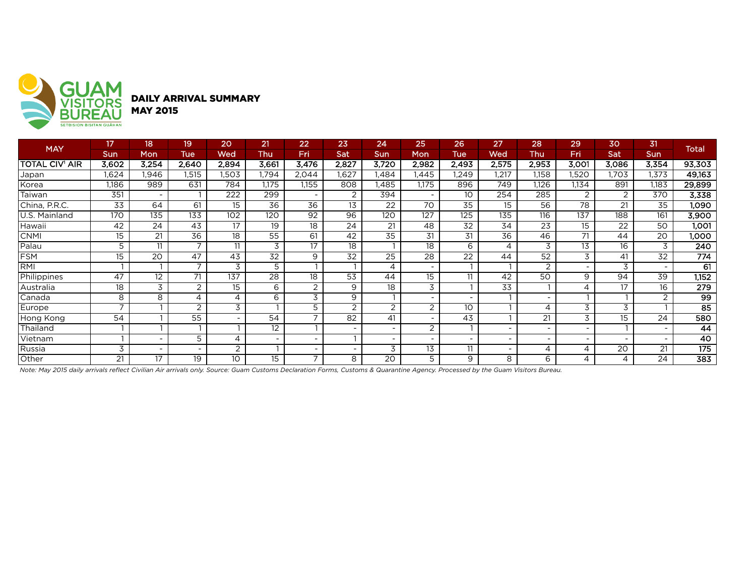GUAM VISITORS BUREAU
SETBISION BISITAN GUÅHAN

## DAILY ARRIVAL SUMMARY
## MAY 2015

| MAY | 17 | 18 | 19 | 20 | 21 | 22 | 23 | 24 | 25 | 26 | 27 | 28 | 29 | 30 | 31 | Total |
|---|---|---|---|---|---|---|---|---|---|---|---|---|---|---|---|---|
| | Sun | Mon | Tue | Wed | Thu | Fri | Sat | Sun | Mon | Tue | Wed | Thu | Fri | Sat | Sun | |
| **TOTAL CIV[1] AIR** | **3,602** | **3,254** | **2,640** | **2,894** | **3,661** | **3,476** | **2,827** | **3,720** | **2,982** | **2,493** | **2,575** | **2,953** | **3,001** | **3,086** | **3,354** | **93,303** |
| Japan | 1,624 | 1,946 | 1,515 | 1,503 | 1,794 | 2,044 | 1,627 | 1,484 | 1,445 | 1,249 | 1,217 | 1,158 | 1,520 | 1,703 | 1,373 | **49,163** |
| Korea | 1,186 | 989 | 631 | 784 | 1,175 | 1,155 | 808 | 1,485 | 1,175 | 896 | 749 | 1,126 | 1,134 | 891 | 1,183 | **29,899** |
| Taiwan | 351 | - | 1 | 222 | 299 | - | 2 | 394 | - | 10 | 254 | 285 | 2 | 2 | 370 | **3,338** |
| China, P.R.C. | 33 | 64 | 61 | 15 | 36 | 36 | 13 | 22 | 70 | 35 | 15 | 56 | 78 | 21 | 35 | **1,090** |
| U.S. Mainland | 170 | 135 | 133 | 102 | 120 | 92 | 96 | 120 | 127 | 125 | 135 | 116 | 137 | 188 | 161 | **3,900** |
| Hawaii | 42 | 24 | 43 | 17 | 19 | 18 | 24 | 21 | 48 | 32 | 34 | 23 | 15 | 22 | 50 | **1,001** |
| CNMI | 15 | 21 | 36 | 18 | 55 | 61 | 42 | 35 | 31 | 31 | 36 | 46 | 71 | 44 | 20 | **1,000** |
| Palau | 5 | 11 | 7 | 11 | 3 | 17 | 18 | 1 | 18 | 6 | 4 | 3 | 13 | 16 | 3 | **240** |
| FSM | 15 | 20 | 47 | 43 | 32 | 9 | 32 | 25 | 28 | 22 | 44 | 52 | 3 | 41 | 32 | **774** |
| RMI | 1 | 1 | 7 | 3 | 5 | 1 | 1 | 4 | - | 1 | 1 | 2 | - | 3 | - | **61** |
| Philippines | 47 | 12 | 71 | 137 | 28 | 18 | 53 | 44 | 15 | 11 | 42 | 50 | 9 | 94 | 39 | **1,152** |
| Australia | 18 | 3 | 2 | 15 | 6 | 2 | 9 | 18 | 3 | 1 | 33 | 1 | 4 | 17 | 16 | **279** |
| Canada | 8 | 8 | 4 | 4 | 6 | 3 | 9 | 1 | - | - | 1 | - | 1 | 1 | 2 | **99** |
| Europe | 7 | 1 | 2 | 3 | 1 | 5 | 2 | 2 | 2 | 10 | 1 | 4 | 3 | 3 | 1 | **85** |
| Hong Kong | 54 | 1 | 55 | - | 54 | 7 | 82 | 41 | - | 43 | 1 | 21 | 3 | 15 | 24 | **580** |
| Thailand | 1 | 1 | 1 | 1 | 12 | 1 | - | - | 2 | 1 | - | - | - | 1 | - | **44** |
| Vietnam | 1 | - | 5 | 4 | - | - | 1 | - | - | - | - | - | - | - | - | **40** |
| Russia | 3 | - | - | 2 | 1 | - | - | 3 | 13 | 11 | - | 4 | 4 | 20 | 21 | **175** |
| Other | 21 | 17 | 19 | 10 | 15 | 7 | 8 | 20 | 5 | 9 | 8 | 6 | 4 | 4 | 24 | **383** |

*Note: May 2015 daily arrivals reflect Civilian Air arrivals only. Source: Guam Customs Declaration Forms, Customs & Quarantine Agency. Processed by the Guam Visitors Bureau.*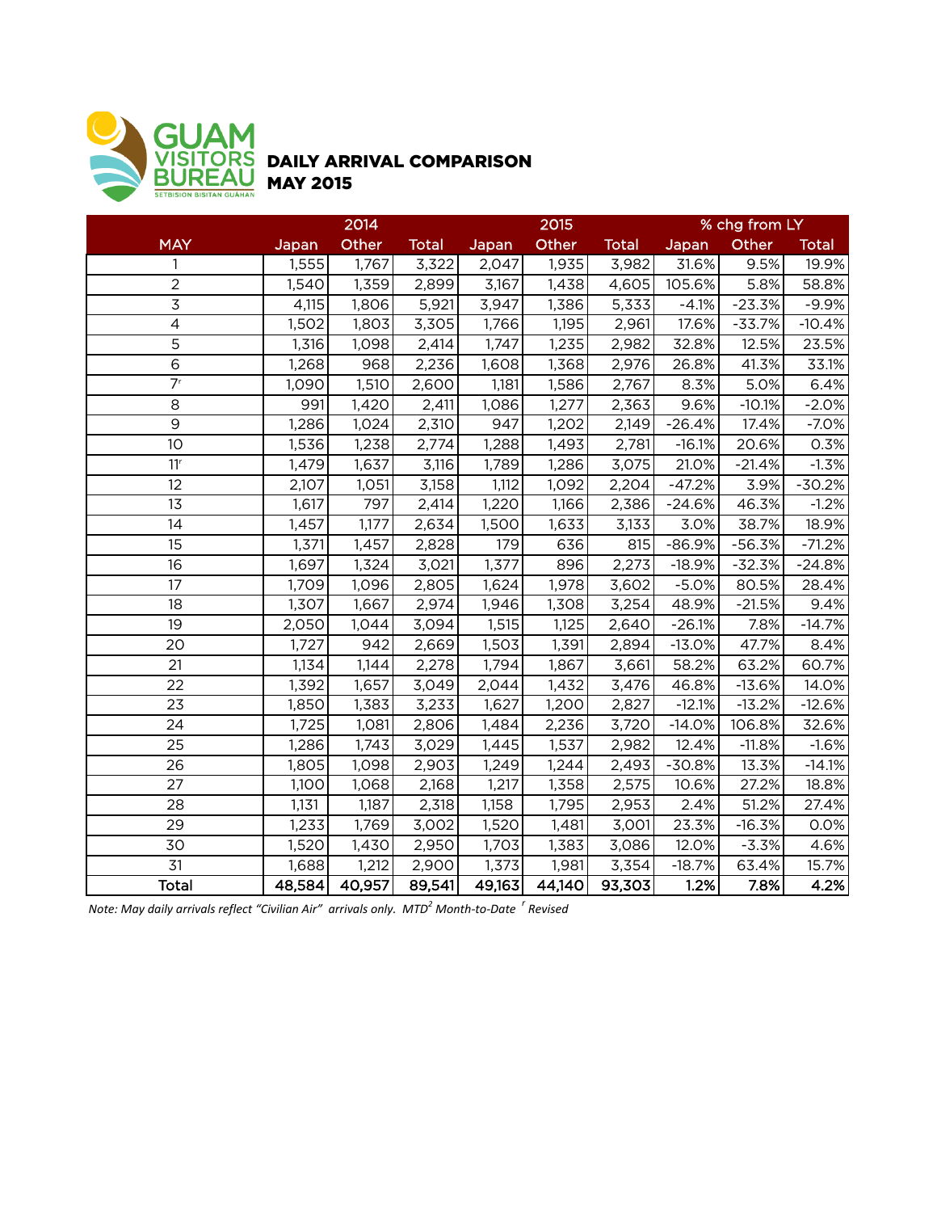GUAM VISITORS BUREAU
SETBISION BISITAN GUAHAN

# DAILY ARRIVAL COMPARISON
## MAY 2015

| MAY | 2014 Japan | 2014 Other | 2014 Total | 2015 Japan | 2015 Other | 2015 Total | % chg from LY Japan | % chg from LY Other | % chg from LY Total |
|---|---|---|---|---|---|---|---|---|---|
| 1 | 1,555 | 1,767 | 3,322 | 2,047 | 1,935 | 3,982 | 31.6% | 9.5% | 19.9% |
| 2 | 1,540 | 1,359 | 2,899 | 3,167 | 1,438 | 4,605 | 105.6% | 5.8% | 58.8% |
| 3 | 4,115 | 1,806 | 5,921 | 3,947 | 1,386 | 5,333 | -4.1% | -23.3% | -9.9% |
| 4 | 1,502 | 1,803 | 3,305 | 1,766 | 1,195 | 2,961 | 17.6% | -33.7% | -10.4% |
| 5 | 1,316 | 1,098 | 2,414 | 1,747 | 1,235 | 2,982 | 32.8% | 12.5% | 23.5% |
| 6 | 1,268 | 968 | 2,236 | 1,608 | 1,368 | 2,976 | 26.8% | 41.3% | 33.1% |
| 7[r] | 1,090 | 1,510 | 2,600 | 1,181 | 1,586 | 2,767 | 8.3% | 5.0% | 6.4% |
| 8 | 991 | 1,420 | 2,411 | 1,086 | 1,277 | 2,363 | 9.6% | -10.1% | -2.0% |
| 9 | 1,286 | 1,024 | 2,310 | 947 | 1,202 | 2,149 | -26.4% | 17.4% | -7.0% |
| 10 | 1,536 | 1,238 | 2,774 | 1,288 | 1,493 | 2,781 | -16.1% | 20.6% | 0.3% |
| 11[r] | 1,479 | 1,637 | 3,116 | 1,789 | 1,286 | 3,075 | 21.0% | -21.4% | -1.3% |
| 12 | 2,107 | 1,051 | 3,158 | 1,112 | 1,092 | 2,204 | -47.2% | 3.9% | -30.2% |
| 13 | 1,617 | 797 | 2,414 | 1,220 | 1,166 | 2,386 | -24.6% | 46.3% | -1.2% |
| 14 | 1,457 | 1,177 | 2,634 | 1,500 | 1,633 | 3,133 | 3.0% | 38.7% | 18.9% |
| 15 | 1,371 | 1,457 | 2,828 | 179 | 636 | 815 | -86.9% | -56.3% | -71.2% |
| 16 | 1,697 | 1,324 | 3,021 | 1,377 | 896 | 2,273 | -18.9% | -32.3% | -24.8% |
| 17 | 1,709 | 1,096 | 2,805 | 1,624 | 1,978 | 3,602 | -5.0% | 80.5% | 28.4% |
| 18 | 1,307 | 1,667 | 2,974 | 1,946 | 1,308 | 3,254 | 48.9% | -21.5% | 9.4% |
| 19 | 2,050 | 1,044 | 3,094 | 1,515 | 1,125 | 2,640 | -26.1% | 7.8% | -14.7% |
| 20 | 1,727 | 942 | 2,669 | 1,503 | 1,391 | 2,894 | -13.0% | 47.7% | 8.4% |
| 21 | 1,134 | 1,144 | 2,278 | 1,794 | 1,867 | 3,661 | 58.2% | 63.2% | 60.7% |
| 22 | 1,392 | 1,657 | 3,049 | 2,044 | 1,432 | 3,476 | 46.8% | -13.6% | 14.0% |
| 23 | 1,850 | 1,383 | 3,233 | 1,627 | 1,200 | 2,827 | -12.1% | -13.2% | -12.6% |
| 24 | 1,725 | 1,081 | 2,806 | 1,484 | 2,236 | 3,720 | -14.0% | 106.8% | 32.6% |
| 25 | 1,286 | 1,743 | 3,029 | 1,445 | 1,537 | 2,982 | 12.4% | -11.8% | -1.6% |
| 26 | 1,805 | 1,098 | 2,903 | 1,249 | 1,244 | 2,493 | -30.8% | 13.3% | -14.1% |
| 27 | 1,100 | 1,068 | 2,168 | 1,217 | 1,358 | 2,575 | 10.6% | 27.2% | 18.8% |
| 28 | 1,131 | 1,187 | 2,318 | 1,158 | 1,795 | 2,953 | 2.4% | 51.2% | 27.4% |
| 29 | 1,233 | 1,769 | 3,002 | 1,520 | 1,481 | 3,001 | 23.3% | -16.3% | 0.0% |
| 30 | 1,520 | 1,430 | 2,950 | 1,703 | 1,383 | 3,086 | 12.0% | -3.3% | 4.6% |
| 31 | 1,688 | 1,212 | 2,900 | 1,373 | 1,981 | 3,354 | -18.7% | 63.4% | 15.7% |
| **Total** | **48,584** | **40,957** | **89,541** | **49,163** | **44,140** | **93,303** | **1.2%** | **7.8%** | **4.2%** |

*Note: May daily arrivals reflect "Civilian Air" arrivals only. MTD[2] Month-to-Date [r] Revised*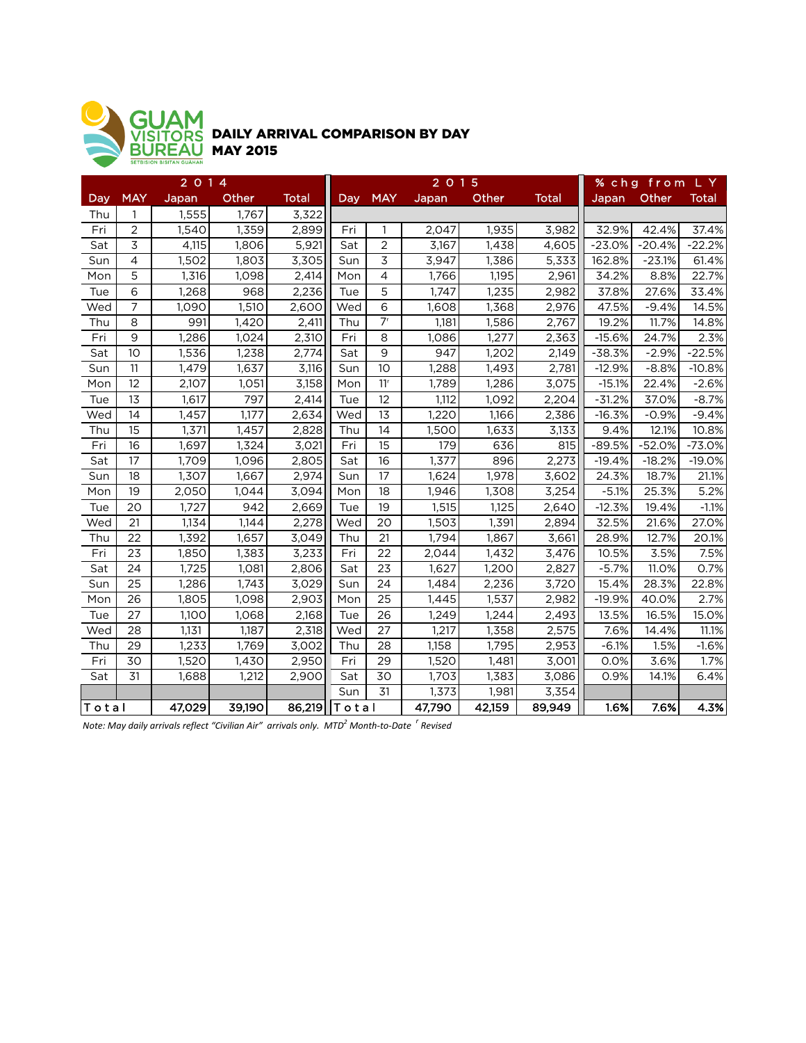GUAM VISITORS BUREAU
SETBISION BISITAN GUAHAN

## DAILY ARRIVAL COMPARISON BY DAY
## MAY 2015

| 2014 | | | | | 2015 | | | | | % chg from LY | | |
|---|---|---|---|---|---|---|---|---|---|---|---|---|
| Day | MAY | Japan | Other | Total | Day | MAY | Japan | Other | Total | Japan | Other | Total |
| Thu | 1 | 1,555 | 1,767 | 3,322 | | | | | | | | |
| Fri | 2 | 1,540 | 1,359 | 2,899 | Fri | 1 | 2,047 | 1,935 | 3,982 | 32.9% | 42.4% | 37.4% |
| Sat | 3 | 4,115 | 1,806 | 5,921 | Sat | 2 | 3,167 | 1,438 | 4,605 | -23.0% | -20.4% | -22.2% |
| Sun | 4 | 1,502 | 1,803 | 3,305 | Sun | 3 | 3,947 | 1,386 | 5,333 | 162.8% | -23.1% | 61.4% |
| Mon | 5 | 1,316 | 1,098 | 2,414 | Mon | 4 | 1,766 | 1,195 | 2,961 | 34.2% | 8.8% | 22.7% |
| Tue | 6 | 1,268 | 968 | 2,236 | Tue | 5 | 1,747 | 1,235 | 2,982 | 37.8% | 27.6% | 33.4% |
| Wed | 7 | 1,090 | 1,510 | 2,600 | Wed | 6 | 1,608 | 1,368 | 2,976 | 47.5% | -9.4% | 14.5% |
| Thu | 8 | 991 | 1,420 | 2,411 | Thu | 7r | 1,181 | 1,586 | 2,767 | 19.2% | 11.7% | 14.8% |
| Fri | 9 | 1,286 | 1,024 | 2,310 | Fri | 8 | 1,086 | 1,277 | 2,363 | -15.6% | 24.7% | 2.3% |
| Sat | 10 | 1,536 | 1,238 | 2,774 | Sat | 9 | 947 | 1,202 | 2,149 | -38.3% | -2.9% | -22.5% |
| Sun | 11 | 1,479 | 1,637 | 3,116 | Sun | 10 | 1,288 | 1,493 | 2,781 | -12.9% | -8.8% | -10.8% |
| Mon | 12 | 2,107 | 1,051 | 3,158 | Mon | 11r | 1,789 | 1,286 | 3,075 | -15.1% | 22.4% | -2.6% |
| Tue | 13 | 1,617 | 797 | 2,414 | Tue | 12 | 1,112 | 1,092 | 2,204 | -31.2% | 37.0% | -8.7% |
| Wed | 14 | 1,457 | 1,177 | 2,634 | Wed | 13 | 1,220 | 1,166 | 2,386 | -16.3% | -0.9% | -9.4% |
| Thu | 15 | 1,371 | 1,457 | 2,828 | Thu | 14 | 1,500 | 1,633 | 3,133 | 9.4% | 12.1% | 10.8% |
| Fri | 16 | 1,697 | 1,324 | 3,021 | Fri | 15 | 179 | 636 | 815 | -89.5% | -52.0% | -73.0% |
| Sat | 17 | 1,709 | 1,096 | 2,805 | Sat | 16 | 1,377 | 896 | 2,273 | -19.4% | -18.2% | -19.0% |
| Sun | 18 | 1,307 | 1,667 | 2,974 | Sun | 17 | 1,624 | 1,978 | 3,602 | 24.3% | 18.7% | 21.1% |
| Mon | 19 | 2,050 | 1,044 | 3,094 | Mon | 18 | 1,946 | 1,308 | 3,254 | -5.1% | 25.3% | 5.2% |
| Tue | 20 | 1,727 | 942 | 2,669 | Tue | 19 | 1,515 | 1,125 | 2,640 | -12.3% | 19.4% | -1.1% |
| Wed | 21 | 1,134 | 1,144 | 2,278 | Wed | 20 | 1,503 | 1,391 | 2,894 | 32.5% | 21.6% | 27.0% |
| Thu | 22 | 1,392 | 1,657 | 3,049 | Thu | 21 | 1,794 | 1,867 | 3,661 | 28.9% | 12.7% | 20.1% |
| Fri | 23 | 1,850 | 1,383 | 3,233 | Fri | 22 | 2,044 | 1,432 | 3,476 | 10.5% | 3.5% | 7.5% |
| Sat | 24 | 1,725 | 1,081 | 2,806 | Sat | 23 | 1,627 | 1,200 | 2,827 | -5.7% | 11.0% | 0.7% |
| Sun | 25 | 1,286 | 1,743 | 3,029 | Sun | 24 | 1,484 | 2,236 | 3,720 | 15.4% | 28.3% | 22.8% |
| Mon | 26 | 1,805 | 1,098 | 2,903 | Mon | 25 | 1,445 | 1,537 | 2,982 | -19.9% | 40.0% | 2.7% |
| Tue | 27 | 1,100 | 1,068 | 2,168 | Tue | 26 | 1,249 | 1,244 | 2,493 | 13.5% | 16.5% | 15.0% |
| Wed | 28 | 1,131 | 1,187 | 2,318 | Wed | 27 | 1,217 | 1,358 | 2,575 | 7.6% | 14.4% | 11.1% |
| Thu | 29 | 1,233 | 1,769 | 3,002 | Thu | 28 | 1,158 | 1,795 | 2,953 | -6.1% | 1.5% | -1.6% |
| Fri | 30 | 1,520 | 1,430 | 2,950 | Fri | 29 | 1,520 | 1,481 | 3,001 | 0.0% | 3.6% | 1.7% |
| Sat | 31 | 1,688 | 1,212 | 2,900 | Sat | 30 | 1,703 | 1,383 | 3,086 | 0.9% | 14.1% | 6.4% |
| | | | | | Sun | 31 | 1,373 | 1,981 | 3,354 | | | |
| **Total** | | **47,029** | **39,190** | **86,219** | **Total** | | **47,790** | **42,159** | **89,949** | **1.6%** | **7.6%** | **4.3%** |

*Note: May daily arrivals reflect "Civilian Air" arrivals only. MTD[2] Month-to-Date r Revised*